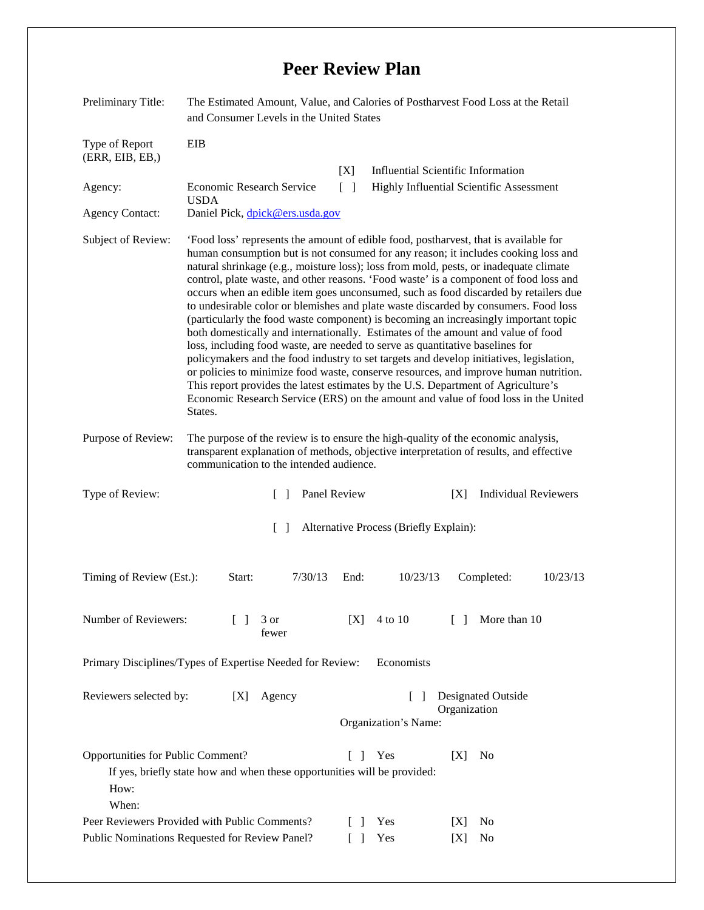# Peer Review Plan

Preliminary Title: The Estimated Amount, Value, and Calories of Postharvest Food Loss at the Retail and Consumer Levels in the United States

Type of Report (ERR, EIB, EB,): EIB

[X] Influential Scientific Information

Agency: Economic Research Service USDA

[ ] Highly Influential Scientific Assessment

Agency Contact: Daniel Pick, dpick@ers.usda.gov

Subject of Review: 'Food loss' represents the amount of edible food, postharvest, that is available for human consumption but is not consumed for any reason; it includes cooking loss and natural shrinkage (e.g., moisture loss); loss from mold, pests, or inadequate climate control, plate waste, and other reasons. 'Food waste' is a component of food loss and occurs when an edible item goes unconsumed, such as food discarded by retailers due to undesirable color or blemishes and plate waste discarded by consumers. Food loss (particularly the food waste component) is becoming an increasingly important topic both domestically and internationally. Estimates of the amount and value of food loss, including food waste, are needed to serve as quantitative baselines for policymakers and the food industry to set targets and develop initiatives, legislation, or policies to minimize food waste, conserve resources, and improve human nutrition. This report provides the latest estimates by the U.S. Department of Agriculture's Economic Research Service (ERS) on the amount and value of food loss in the United States.

Purpose of Review: The purpose of the review is to ensure the high-quality of the economic analysis, transparent explanation of methods, objective interpretation of results, and effective communication to the intended audience.

Type of Review: [ ] Panel Review [X] Individual Reviewers

[ ] Alternative Process (Briefly Explain):

Timing of Review (Est.): Start: 7/30/13 End: 10/23/13 Completed: 10/23/13

Number of Reviewers: [ ] 3 or fewer [X] 4 to 10 [ ] More than 10

Primary Disciplines/Types of Expertise Needed for Review: Economists

Reviewers selected by: [X] Agency [ ] Designated Outside Organization

Organization's Name:

Opportunities for Public Comment? [ ] Yes [X] No

If yes, briefly state how and when these opportunities will be provided:

How:

When:

Peer Reviewers Provided with Public Comments? [ ] Yes [X] No

Public Nominations Requested for Review Panel? [ ] Yes [X] No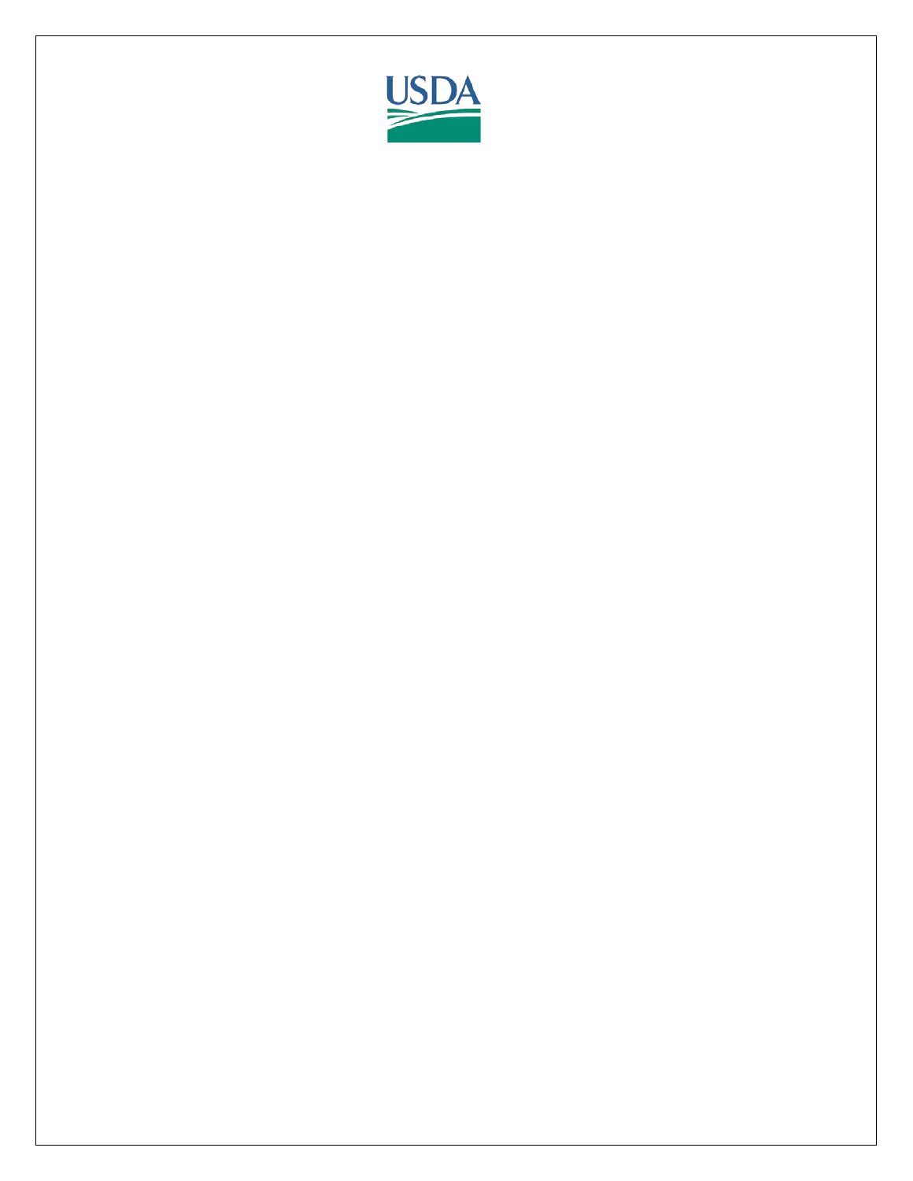USDA